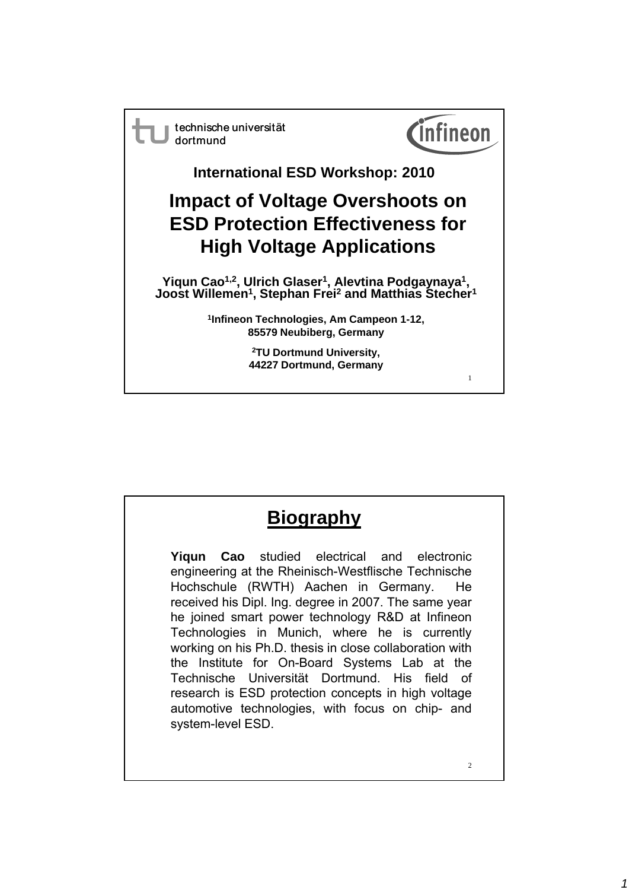technische universität dortmund

Infineon

International ESD Workshop: 2010

# Impact of Voltage Overshoots on ESD Protection Effectiveness for High Voltage Applications

**Yiqun Cao[1,2], Ulrich Glaser[1], Alevtina Podgaynaya[1], Joost Willemen[1], Stephan Frei[2] and Matthias Stecher[1]**

[1]Infineon Technologies, Am Campeon 1-12, 85579 Neubiberg, Germany

[2]TU Dortmund University, 44227 Dortmund, Germany

## Biography

**Yiqun Cao** studied electrical and electronic engineering at the Rheinisch-Westflische Technische Hochschule (RWTH) Aachen in Germany. He received his Dipl. Ing. degree in 2007. The same year he joined smart power technology R&D at Infineon Technologies in Munich, where he is currently working on his Ph.D. thesis in close collaboration with the Institute for On-Board Systems Lab at the Technische Universität Dortmund. His field of research is ESD protection concepts in high voltage automotive technologies, with focus on chip- and system-level ESD.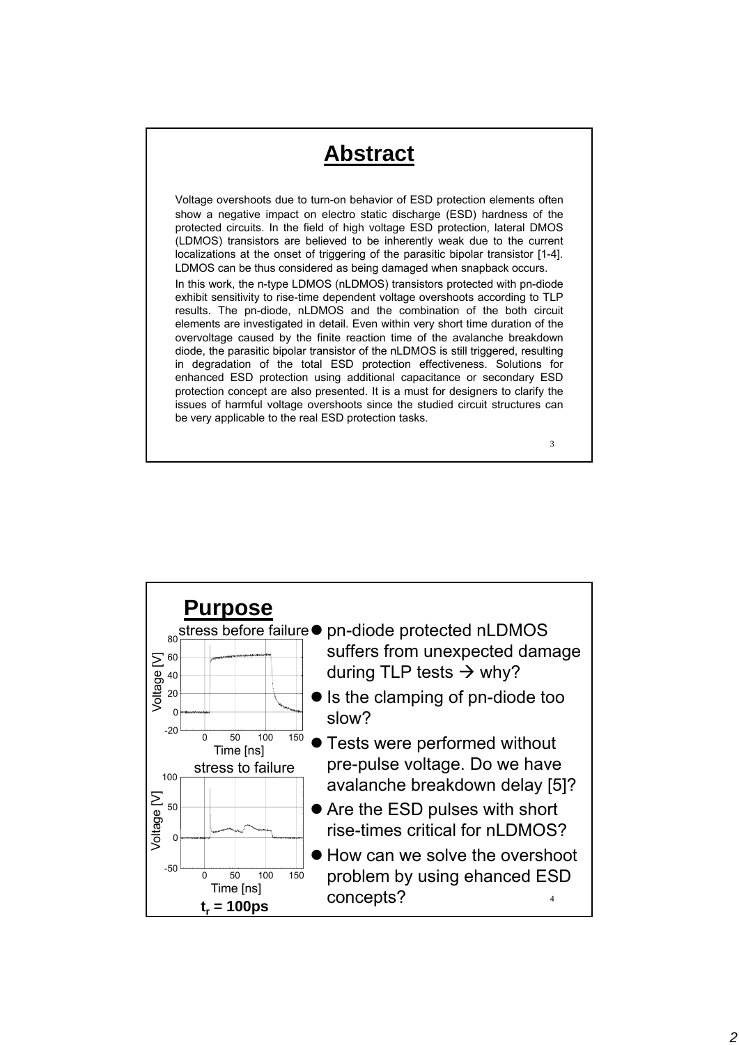# Abstract

Voltage overshoots due to turn-on behavior of ESD protection elements often show a negative impact on electro static discharge (ESD) hardness of the protected circuits. In the field of high voltage ESD protection, lateral DMOS (LDMOS) transistors are believed to be inherently weak due to the current localizations at the onset of triggering of the parasitic bipolar transistor [1-4]. LDMOS can be thus considered as being damaged when snapback occurs.

In this work, the n-type LDMOS (nLDMOS) transistors protected with pn-diode exhibit sensitivity to rise-time dependent voltage overshoots according to TLP results. The pn-diode, nLDMOS and the combination of the both circuit elements are investigated in detail. Even within very short time duration of the overvoltage caused by the finite reaction time of the avalanche breakdown diode, the parasitic bipolar transistor of the nLDMOS is still triggered, resulting in degradation of the total ESD protection effectiveness. Solutions for enhanced ESD protection using additional capacitance or secondary ESD protection concept are also presented. It is a must for designers to clarify the issues of harmful voltage overshoots since the studied circuit structures can be very applicable to the real ESD protection tasks.

# Purpose

stress before failure

stress to failure

$t_r$ = 100ps

- pn-diode protected nLDMOS suffers from unexpected damage during TLP tests → why?
- Is the clamping of pn-diode too slow?
- Tests were performed without pre-pulse voltage. Do we have avalanche breakdown delay [5]?
- Are the ESD pulses with short rise-times critical for nLDMOS?
- How can we solve the overshoot problem by using ehanced ESD concepts?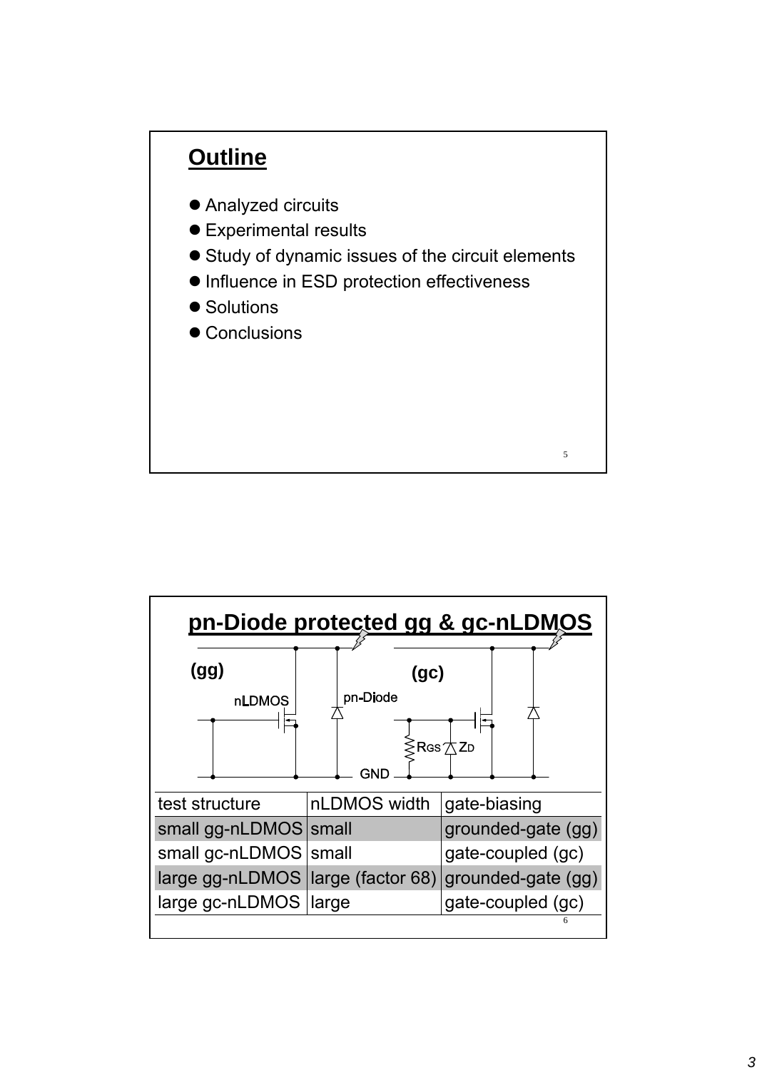## Outline

- Analyzed circuits
- Experimental results
- Study of dynamic issues of the circuit elements
- Influence in ESD protection effectiveness
- Solutions
- Conclusions

## pn-Diode protected gg & gc-nLDMOS

(gg) nLDMOS pn-Diode

(gc) $R_{GS}$ $Z_D$

GND

| test structure | nLDMOS width | gate-biasing |
|---|---|---|
| small gg-nLDMOS | small | grounded-gate (gg) |
| small gc-nLDMOS | small | gate-coupled (gc) |
| large gg-nLDMOS | large (factor 68) | grounded-gate (gg) |
| large gc-nLDMOS | large | gate-coupled (gc) |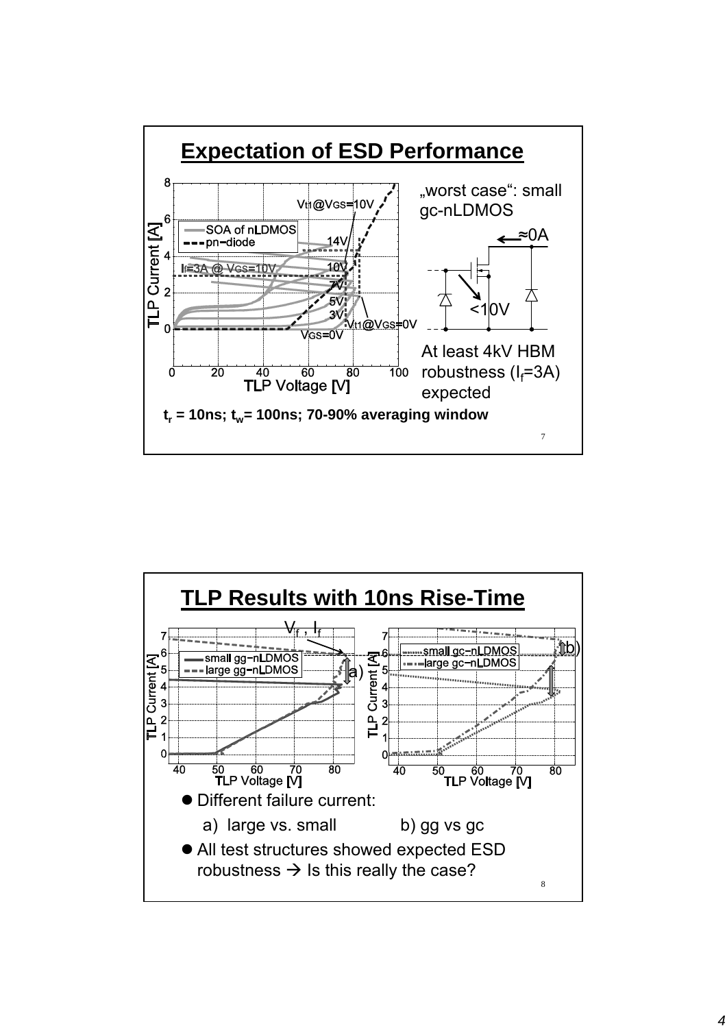## Expectation of ESD Performance

„worst case“: small gc-nLDMOS

At least 4kV HBM robustness ($I_f$=3A) expected

$t_r$ = 10ns; $t_w$= 100ns; 70-90% averaging window

## TLP Results with 10ns Rise-Time

- Different failure current:
  a) large vs. small  b) gg vs gc
- All test structures showed expected ESD robustness → Is this really the case?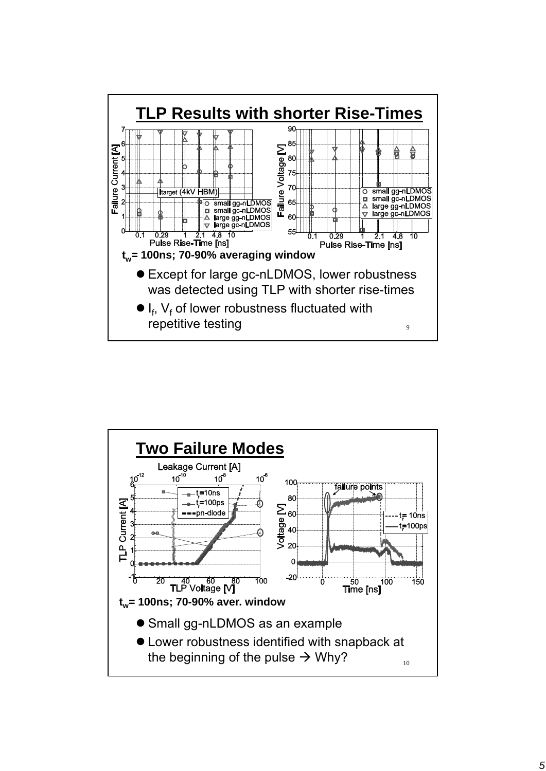## TLP Results with shorter Rise-Times

$t_w$= 100ns; 70-90% averaging window

- Except for large gc-nLDMOS, lower robustness was detected using TLP with shorter rise-times
- $I_f$, $V_f$ of lower robustness fluctuated with repetitive testing

## Two Failure Modes

$t_w$= 100ns; 70-90% aver. window

- Small gg-nLDMOS as an example
- Lower robustness identified with snapback at the beginning of the pulse → Why?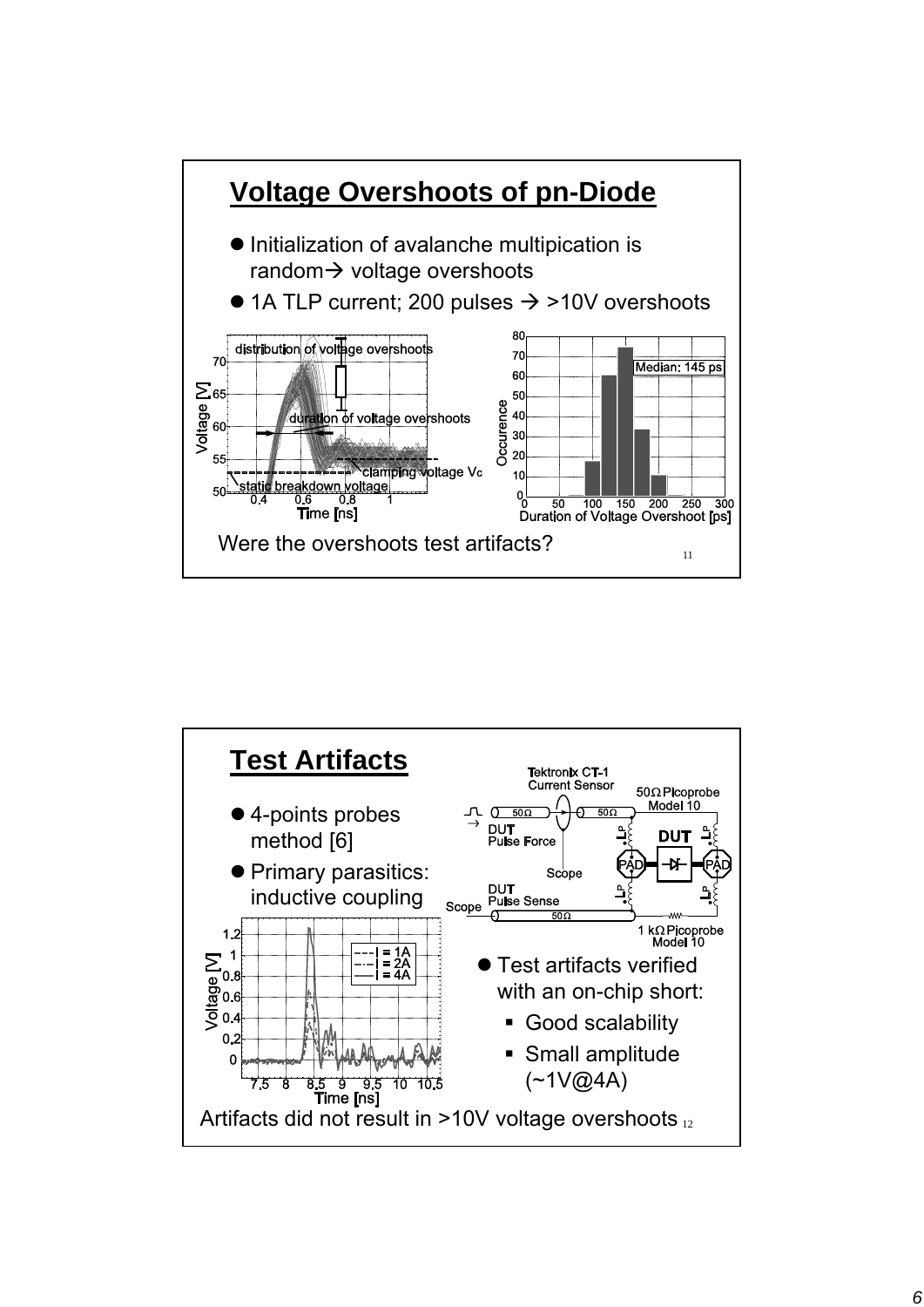## Voltage Overshoots of pn-Diode

- Initialization of avalanche multipication is random→ voltage overshoots
- 1A TLP current; 200 pulses → >10V overshoots

Were the overshoots test artifacts?

## Test Artifacts

- 4-points probes method [6]
- Primary parasitics: inductive coupling
- Test artifacts verified with an on-chip short:
  - Good scalability
  - Small amplitude (~1V@4A)

Artifacts did not result in >10V voltage overshoots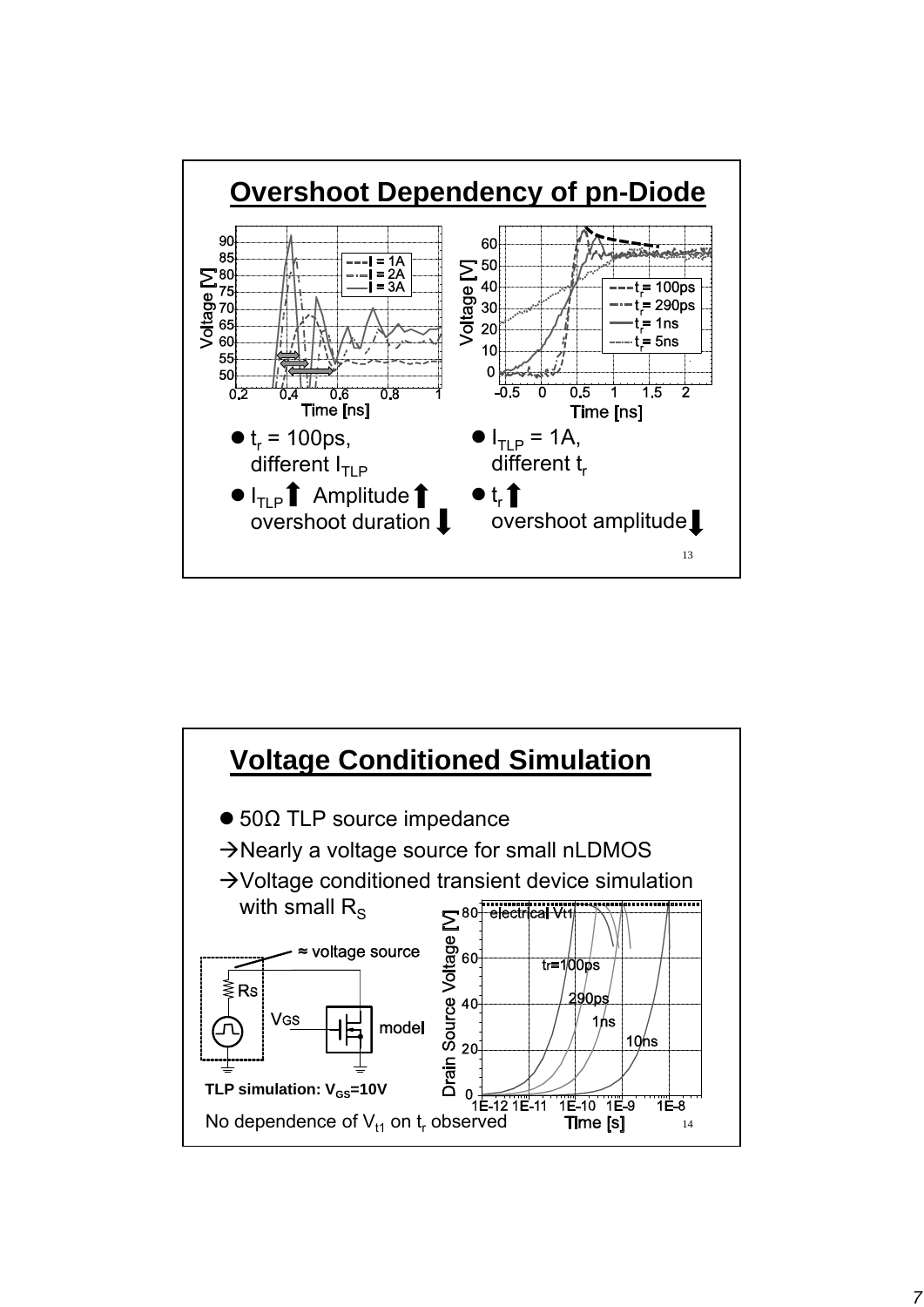## Overshoot Dependency of pn-Diode

- $t_r$ = 100ps, different $I_{TLP}$
- $I_{TLP}$ ⬆ Amplitude ⬆ overshoot duration ⬇

- $I_{TLP}$ = 1A, different $t_r$
- $t_r$ ⬆ overshoot amplitude ⬇

## Voltage Conditioned Simulation

- 50Ω TLP source impedance

→Nearly a voltage source for small nLDMOS

→Voltage conditioned transient device simulation with small $R_S$

TLP simulation: $V_{GS}$=10V

No dependence of $V_{t1}$ on $t_r$ observed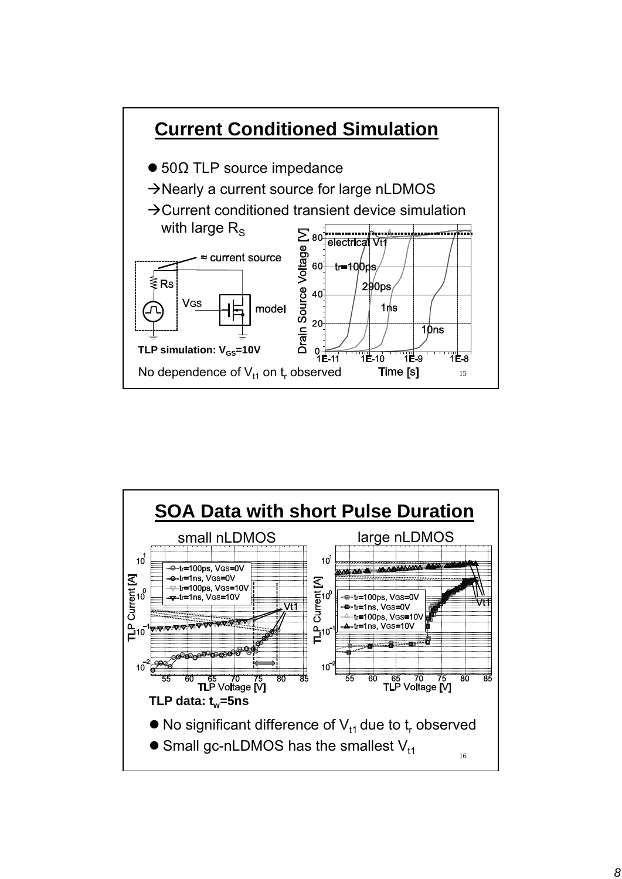## Current Conditioned Simulation

- 50Ω TLP source impedance

→Nearly a current source for large nLDMOS

→Current conditioned transient device simulation with large $R_S$

**TLP simulation: $V_{GS}$=10V**

No dependence of $V_{t1}$ on $t_r$ observed

## SOA Data with short Pulse Duration

small nLDMOS — large nLDMOS

**TLP data: $t_w$=5ns**

- No significant difference of $V_{t1}$ due to $t_r$ observed
- Small gc-nLDMOS has the smallest $V_{t1}$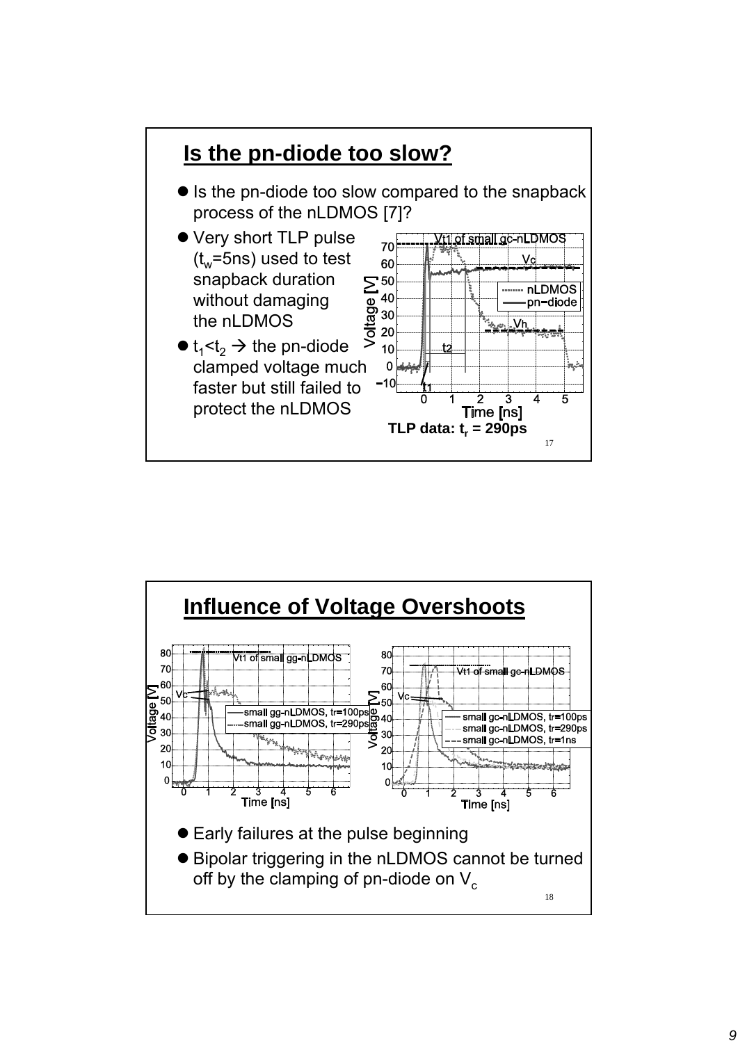## Is the pn-diode too slow?

- Is the pn-diode too slow compared to the snapback process of the nLDMOS [7]?
- Very short TLP pulse ($t_w$=5ns) used to test snapback duration without damaging the nLDMOS
- $t_1$<$t_2$ → the pn-diode clamped voltage much faster but still failed to protect the nLDMOS

TLP data: $t_r$ = 290ps

## Influence of Voltage Overshoots

- Early failures at the pulse beginning
- Bipolar triggering in the nLDMOS cannot be turned off by the clamping of pn-diode on $V_c$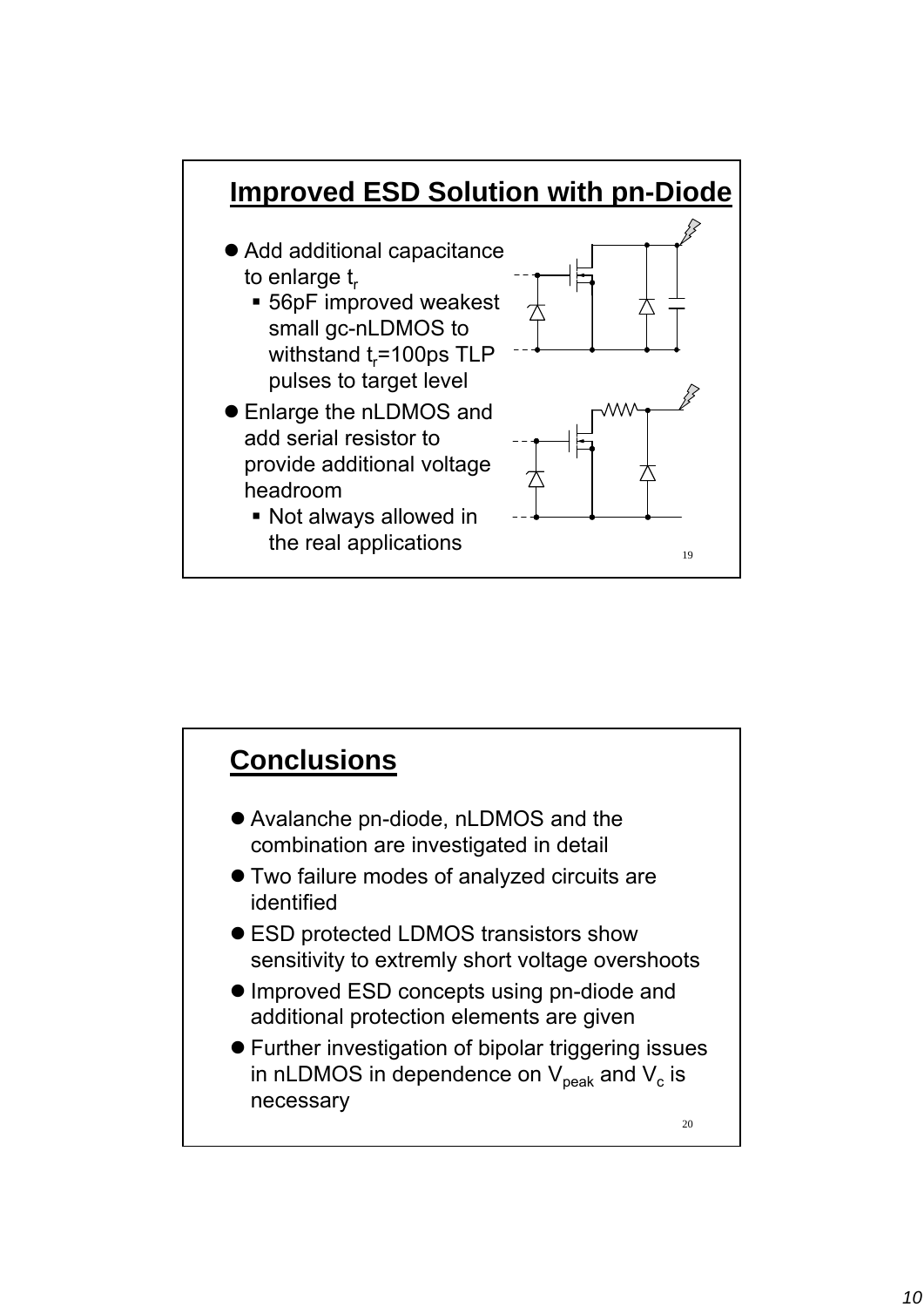## Improved ESD Solution with pn-Diode

- Add additional capacitance to enlarge $t_r$
  - 56pF improved weakest small gc-nLDMOS to withstand $t_r$=100ps TLP pulses to target level
- Enlarge the nLDMOS and add serial resistor to provide additional voltage headroom
  - Not always allowed in the real applications

19

## Conclusions

- Avalanche pn-diode, nLDMOS and the combination are investigated in detail
- Two failure modes of analyzed circuits are identified
- ESD protected LDMOS transistors show sensitivity to extremly short voltage overshoots
- Improved ESD concepts using pn-diode and additional protection elements are given
- Further investigation of bipolar triggering issues in nLDMOS in dependence on $V_{peak}$ and $V_c$ is necessary

20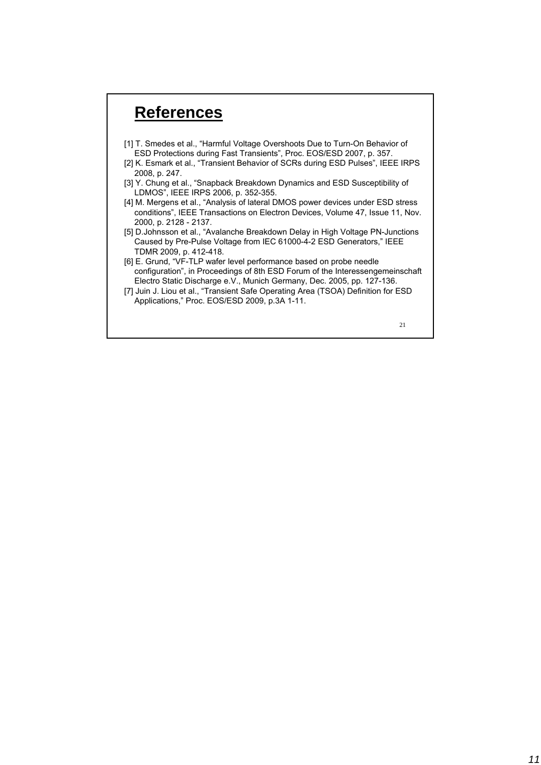# References

[1] T. Smedes et al., “Harmful Voltage Overshoots Due to Turn-On Behavior of ESD Protections during Fast Transients”, Proc. EOS/ESD 2007, p. 357.

[2] K. Esmark et al., “Transient Behavior of SCRs during ESD Pulses”, IEEE IRPS 2008, p. 247.

[3] Y. Chung et al., “Snapback Breakdown Dynamics and ESD Susceptibility of LDMOS”, IEEE IRPS 2006, p. 352-355.

[4] M. Mergens et al., “Analysis of lateral DMOS power devices under ESD stress conditions”, IEEE Transactions on Electron Devices, Volume 47, Issue 11, Nov. 2000, p. 2128 - 2137.

[5] D.Johnsson et al., “Avalanche Breakdown Delay in High Voltage PN-Junctions Caused by Pre-Pulse Voltage from IEC 61000-4-2 ESD Generators,” IEEE TDMR 2009, p. 412-418.

[6] E. Grund, “VF-TLP wafer level performance based on probe needle configuration”, in Proceedings of 8th ESD Forum of the Interessengemeinschaft Electro Static Discharge e.V., Munich Germany, Dec. 2005, pp. 127-136.

[7] Juin J. Liou et al., “Transient Safe Operating Area (TSOA) Definition for ESD Applications,” Proc. EOS/ESD 2009, p.3A 1-11.